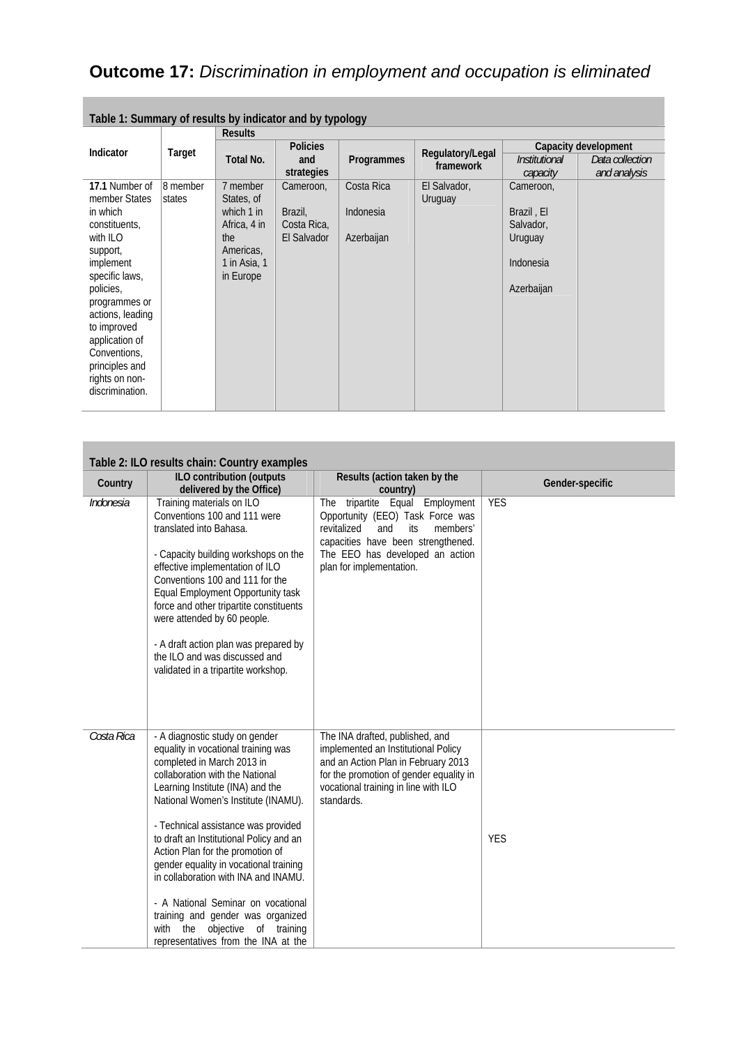# **Outcome 17:** *Discrimination in employment and occupation is eliminated*

**Table 1: Summary of results by indicator and by typology**

| Indicator | Target | Results | | | | Capacity development | |
|---|---|---|---|---|---|---|---|
| | | Total No. | Policies and strategies | Programmes | Regulatory/Legal framework | *Institutional capacity* | *Data collection and analysis* |
| **17.1** Number of member States in which constituents, with ILO support, implement specific laws, policies, programmes or actions, leading to improved application of Conventions, principles and rights on non-discrimination. | 8 member states | 7 member States, of which 1 in Africa, 4 in the Americas, 1 in Asia, 1 in Europe | Cameroon, Brazil, Costa Rica, El Salvador | Costa Rica Indonesia Azerbaijan | El Salvador, Uruguay | Cameroon, Brazil , El Salvador, Uruguay Indonesia Azerbaijan | |

**Table 2: ILO results chain: Country examples**

| Country | ILO contribution (outputs delivered by the Office) | Results (action taken by the country) | Gender-specific |
|---|---|---|---|
| *Indonesia* | Training materials on ILO Conventions 100 and 111 were translated into Bahasa.<br><br>- Capacity building workshops on the effective implementation of ILO Conventions 100 and 111 for the Equal Employment Opportunity task force and other tripartite constituents were attended by 60 people.<br><br>- A draft action plan was prepared by the ILO and was discussed and validated in a tripartite workshop. | The tripartite Equal Employment Opportunity (EEO) Task Force was revitalized and its members' capacities have been strengthened. The EEO has developed an action plan for implementation. | YES |
| *Costa Rica* | - A diagnostic study on gender equality in vocational training was completed in March 2013 in collaboration with the National Learning Institute (INA) and the National Women's Institute (INAMU).<br><br>- Technical assistance was provided to draft an Institutional Policy and an Action Plan for the promotion of gender equality in vocational training in collaboration with INA and INAMU.<br><br>- A National Seminar on vocational training and gender was organized with the objective of training representatives from the INA at the | The INA drafted, published, and implemented an Institutional Policy and an Action Plan in February 2013 for the promotion of gender equality in vocational training in line with ILO standards. | YES |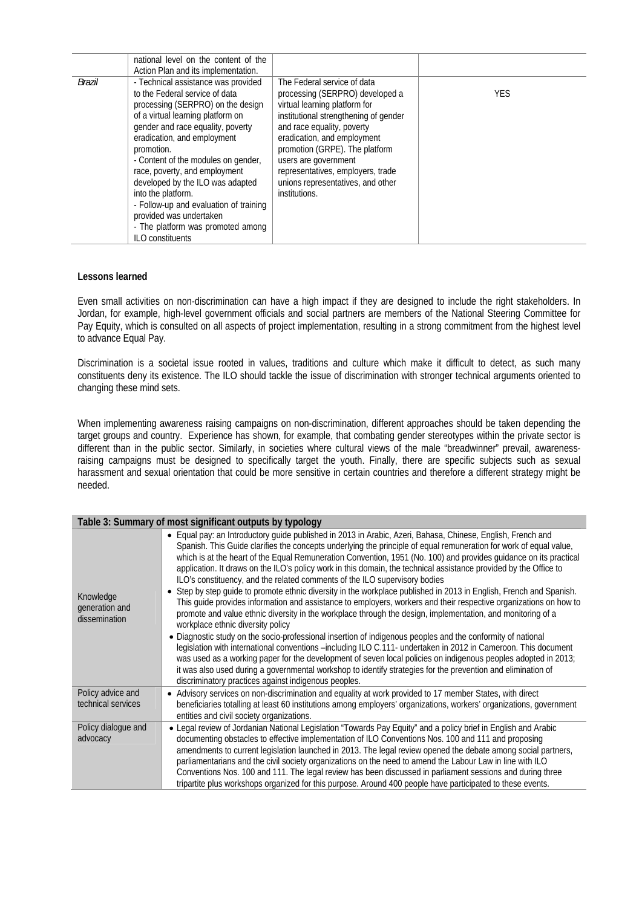| | | | |
|---|---|---|---|
| | national level on the content of the Action Plan and its implementation. | | |
| *Brazil* | - Technical assistance was provided to the Federal service of data processing (SERPRO) on the design of a virtual learning platform on gender and race equality, poverty eradication, and employment promotion.<br>- Content of the modules on gender, race, poverty, and employment developed by the ILO was adapted into the platform.<br>- Follow-up and evaluation of training provided was undertaken<br>- The platform was promoted among ILO constituents | The Federal service of data processing (SERPRO) developed a virtual learning platform for institutional strengthening of gender and race equality, poverty eradication, and employment promotion (GRPE). The platform users are government representatives, employers, trade unions representatives, and other institutions. | YES |

**Lessons learned**

Even small activities on non-discrimination can have a high impact if they are designed to include the right stakeholders. In Jordan, for example, high-level government officials and social partners are members of the National Steering Committee for Pay Equity, which is consulted on all aspects of project implementation, resulting in a strong commitment from the highest level to advance Equal Pay.

Discrimination is a societal issue rooted in values, traditions and culture which make it difficult to detect, as such many constituents deny its existence. The ILO should tackle the issue of discrimination with stronger technical arguments oriented to changing these mind sets.

When implementing awareness raising campaigns on non-discrimination, different approaches should be taken depending the target groups and country. Experience has shown, for example, that combating gender stereotypes within the private sector is different than in the public sector. Similarly, in societies where cultural views of the male "breadwinner" prevail, awareness-raising campaigns must be designed to specifically target the youth. Finally, there are specific subjects such as sexual harassment and sexual orientation that could be more sensitive in certain countries and therefore a different strategy might be needed.

| Table 3: Summary of most significant outputs by typology | |
|---|---|
| Knowledge generation and dissemination | • Equal pay: an Introductory guide published in 2013 in Arabic, Azeri, Bahasa, Chinese, English, French and Spanish. This Guide clarifies the concepts underlying the principle of equal remuneration for work of equal value, which is at the heart of the Equal Remuneration Convention, 1951 (No. 100) and provides guidance on its practical application. It draws on the ILO's policy work in this domain, the technical assistance provided by the Office to ILO's constituency, and the related comments of the ILO supervisory bodies<br>• Step by step guide to promote ethnic diversity in the workplace published in 2013 in English, French and Spanish. This guide provides information and assistance to employers, workers and their respective organizations on how to promote and value ethnic diversity in the workplace through the design, implementation, and monitoring of a workplace ethnic diversity policy<br>• Diagnostic study on the socio-professional insertion of indigenous peoples and the conformity of national legislation with international conventions –including ILO C.111- undertaken in 2012 in Cameroon. This document was used as a working paper for the development of seven local policies on indigenous peoples adopted in 2013; it was also used during a governmental workshop to identify strategies for the prevention and elimination of discriminatory practices against indigenous peoples. |
| Policy advice and technical services | • Advisory services on non-discrimination and equality at work provided to 17 member States, with direct beneficiaries totalling at least 60 institutions among employers' organizations, workers' organizations, government entities and civil society organizations. |
| Policy dialogue and advocacy | • Legal review of Jordanian National Legislation "Towards Pay Equity" and a policy brief in English and Arabic documenting obstacles to effective implementation of ILO Conventions Nos. 100 and 111 and proposing amendments to current legislation launched in 2013. The legal review opened the debate among social partners, parliamentarians and the civil society organizations on the need to amend the Labour Law in line with ILO Conventions Nos. 100 and 111. The legal review has been discussed in parliament sessions and during three tripartite plus workshops organized for this purpose. Around 400 people have participated to these events. |